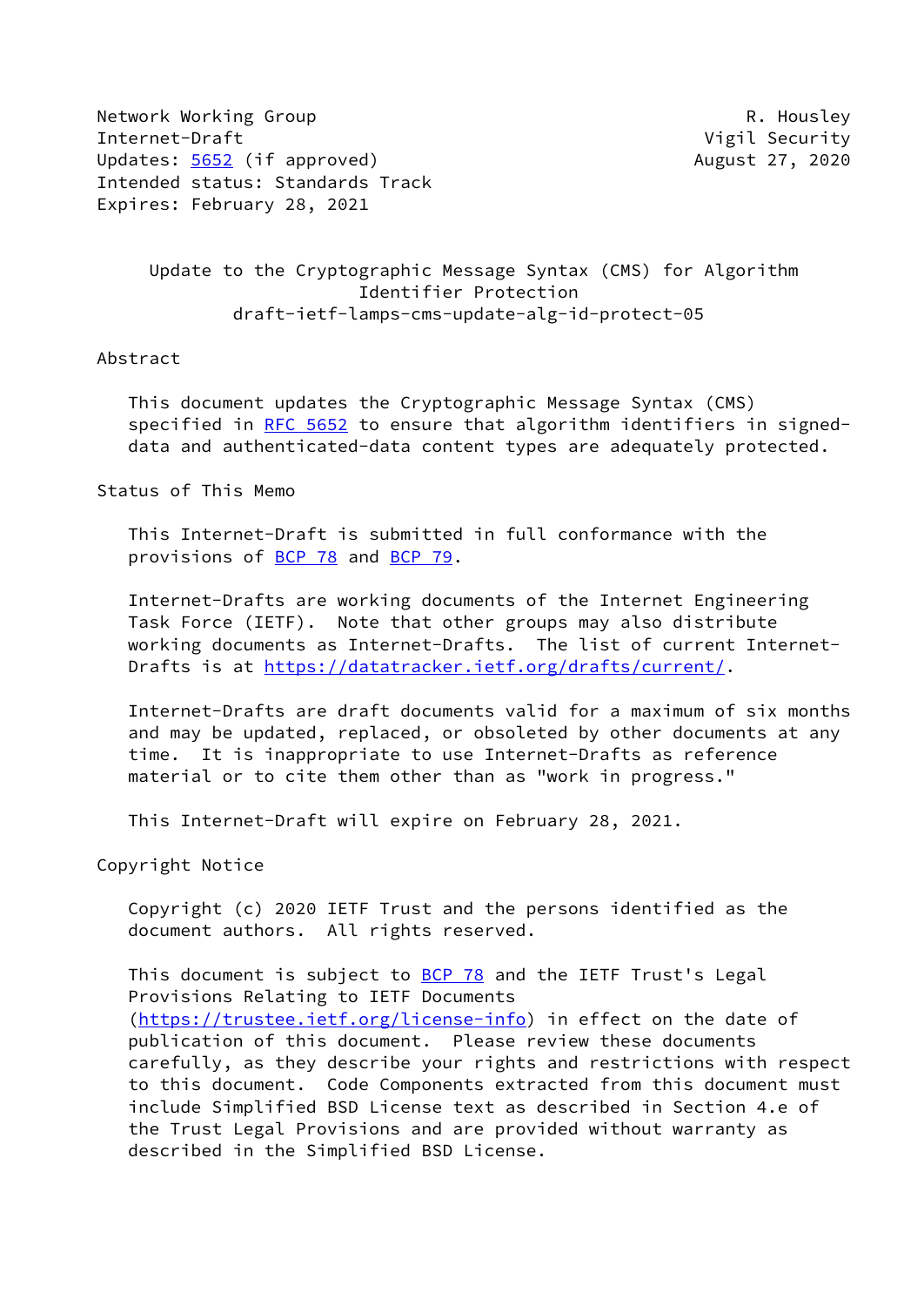Network Working Group R. Housley
Internet-Draft Vigil Security
Updates: 5652 (if approved) August 27, 2020
Intended status: Standards Track
Expires: February 28, 2021

# Update to the Cryptographic Message Syntax (CMS) for Algorithm Identifier Protection

draft-ietf-lamps-cms-update-alg-id-protect-05

## Abstract

This document updates the Cryptographic Message Syntax (CMS) specified in RFC 5652 to ensure that algorithm identifiers in signed-data and authenticated-data content types are adequately protected.

## Status of This Memo

This Internet-Draft is submitted in full conformance with the provisions of BCP 78 and BCP 79.

Internet-Drafts are working documents of the Internet Engineering Task Force (IETF). Note that other groups may also distribute working documents as Internet-Drafts. The list of current Internet-Drafts is at https://datatracker.ietf.org/drafts/current/.

Internet-Drafts are draft documents valid for a maximum of six months and may be updated, replaced, or obsoleted by other documents at any time. It is inappropriate to use Internet-Drafts as reference material or to cite them other than as "work in progress."

This Internet-Draft will expire on February 28, 2021.

## Copyright Notice

Copyright (c) 2020 IETF Trust and the persons identified as the document authors. All rights reserved.

This document is subject to BCP 78 and the IETF Trust's Legal Provisions Relating to IETF Documents (https://trustee.ietf.org/license-info) in effect on the date of publication of this document. Please review these documents carefully, as they describe your rights and restrictions with respect to this document. Code Components extracted from this document must include Simplified BSD License text as described in Section 4.e of the Trust Legal Provisions and are provided without warranty as described in the Simplified BSD License.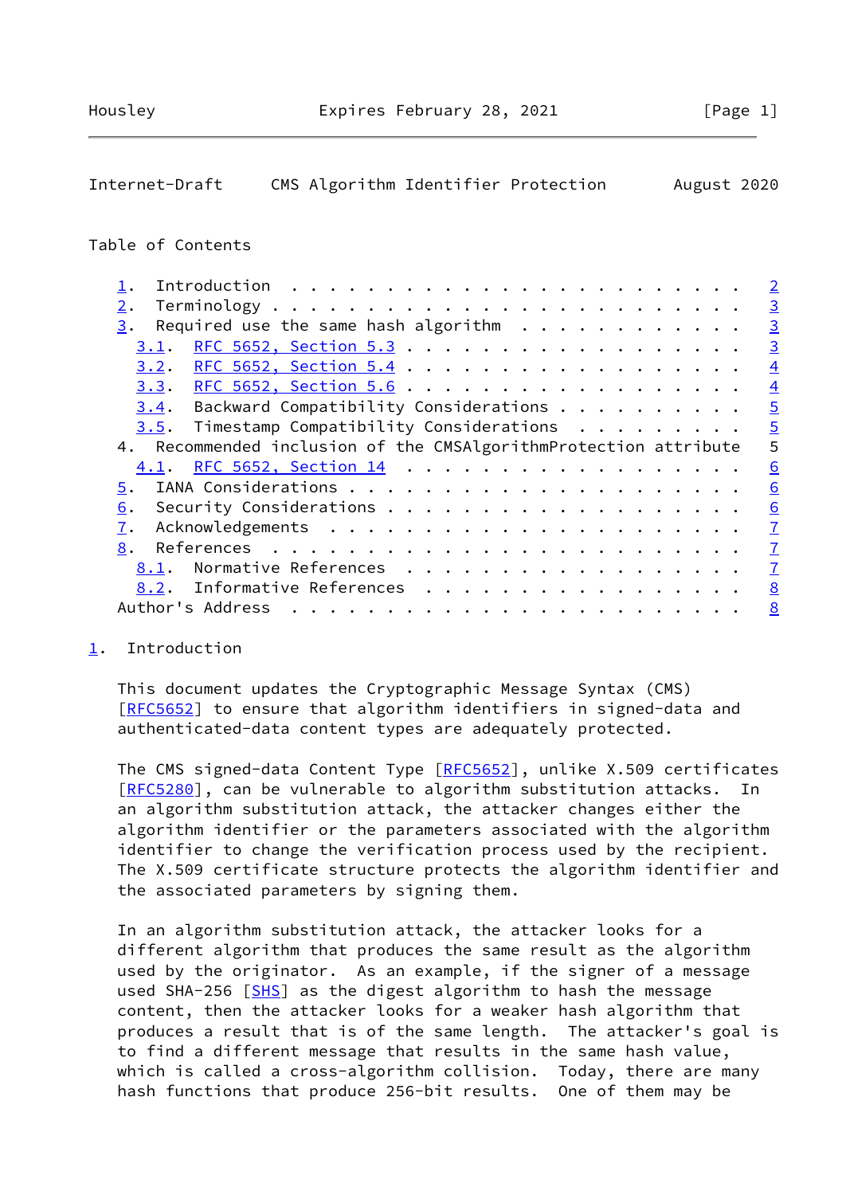Table of Contents

1. Introduction . . . . . . . . . . . . . . . . . . . . . . . . 2
2. Terminology . . . . . . . . . . . . . . . . . . . . . . . . . 3
3. Required use the same hash algorithm . . . . . . . . . . . . 3
   3.1. RFC 5652, Section 5.3 . . . . . . . . . . . . . . . . . . 3
   3.2. RFC 5652, Section 5.4 . . . . . . . . . . . . . . . . . . 4
   3.3. RFC 5652, Section 5.6 . . . . . . . . . . . . . . . . . . 4
   3.4. Backward Compatibility Considerations . . . . . . . . . . 5
   3.5. Timestamp Compatibility Considerations . . . . . . . . . 5
4. Recommended inclusion of the CMSAlgorithmProtection attribute 5
   4.1. RFC 5652, Section 14 . . . . . . . . . . . . . . . . . . 6
5. IANA Considerations . . . . . . . . . . . . . . . . . . . . . 6
6. Security Considerations . . . . . . . . . . . . . . . . . . . 6
7. Acknowledgements . . . . . . . . . . . . . . . . . . . . . . 7
8. References . . . . . . . . . . . . . . . . . . . . . . . . . 7
   8.1. Normative References . . . . . . . . . . . . . . . . . . 7
   8.2. Informative References . . . . . . . . . . . . . . . . . 8
Author's Address . . . . . . . . . . . . . . . . . . . . . . . . 8

## 1. Introduction

This document updates the Cryptographic Message Syntax (CMS) [RFC5652] to ensure that algorithm identifiers in signed-data and authenticated-data content types are adequately protected.

The CMS signed-data Content Type [RFC5652], unlike X.509 certificates [RFC5280], can be vulnerable to algorithm substitution attacks. In an algorithm substitution attack, the attacker changes either the algorithm identifier or the parameters associated with the algorithm identifier to change the verification process used by the recipient. The X.509 certificate structure protects the algorithm identifier and the associated parameters by signing them.

In an algorithm substitution attack, the attacker looks for a different algorithm that produces the same result as the algorithm used by the originator. As an example, if the signer of a message used SHA-256 [SHS] as the digest algorithm to hash the message content, then the attacker looks for a weaker hash algorithm that produces a result that is of the same length. The attacker's goal is to find a different message that results in the same hash value, which is called a cross-algorithm collision. Today, there are many hash functions that produce 256-bit results. One of them may be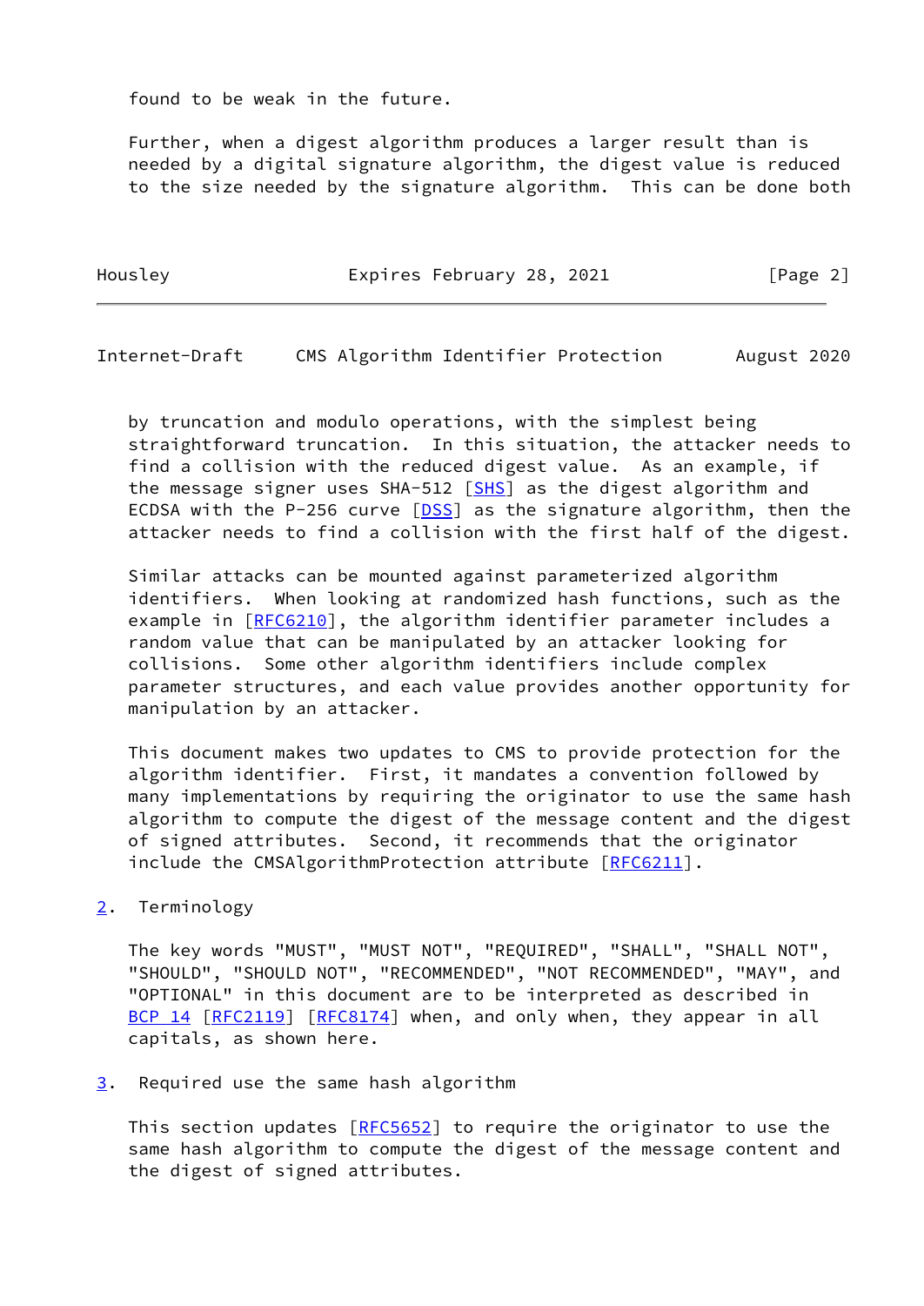found to be weak in the future.

Further, when a digest algorithm produces a larger result than is needed by a digital signature algorithm, the digest value is reduced to the size needed by the signature algorithm. This can be done both by truncation and modulo operations, with the simplest being straightforward truncation. In this situation, the attacker needs to find a collision with the reduced digest value. As an example, if the message signer uses SHA-512 [SHS] as the digest algorithm and ECDSA with the P-256 curve [DSS] as the signature algorithm, then the attacker needs to find a collision with the first half of the digest.

Similar attacks can be mounted against parameterized algorithm identifiers. When looking at randomized hash functions, such as the example in [RFC6210], the algorithm identifier parameter includes a random value that can be manipulated by an attacker looking for collisions. Some other algorithm identifiers include complex parameter structures, and each value provides another opportunity for manipulation by an attacker.

This document makes two updates to CMS to provide protection for the algorithm identifier. First, it mandates a convention followed by many implementations by requiring the originator to use the same hash algorithm to compute the digest of the message content and the digest of signed attributes. Second, it recommends that the originator include the CMSAlgorithmProtection attribute [RFC6211].

## 2. Terminology

The key words "MUST", "MUST NOT", "REQUIRED", "SHALL", "SHALL NOT", "SHOULD", "SHOULD NOT", "RECOMMENDED", "NOT RECOMMENDED", "MAY", and "OPTIONAL" in this document are to be interpreted as described in BCP 14 [RFC2119] [RFC8174] when, and only when, they appear in all capitals, as shown here.

## 3. Required use the same hash algorithm

This section updates [RFC5652] to require the originator to use the same hash algorithm to compute the digest of the message content and the digest of signed attributes.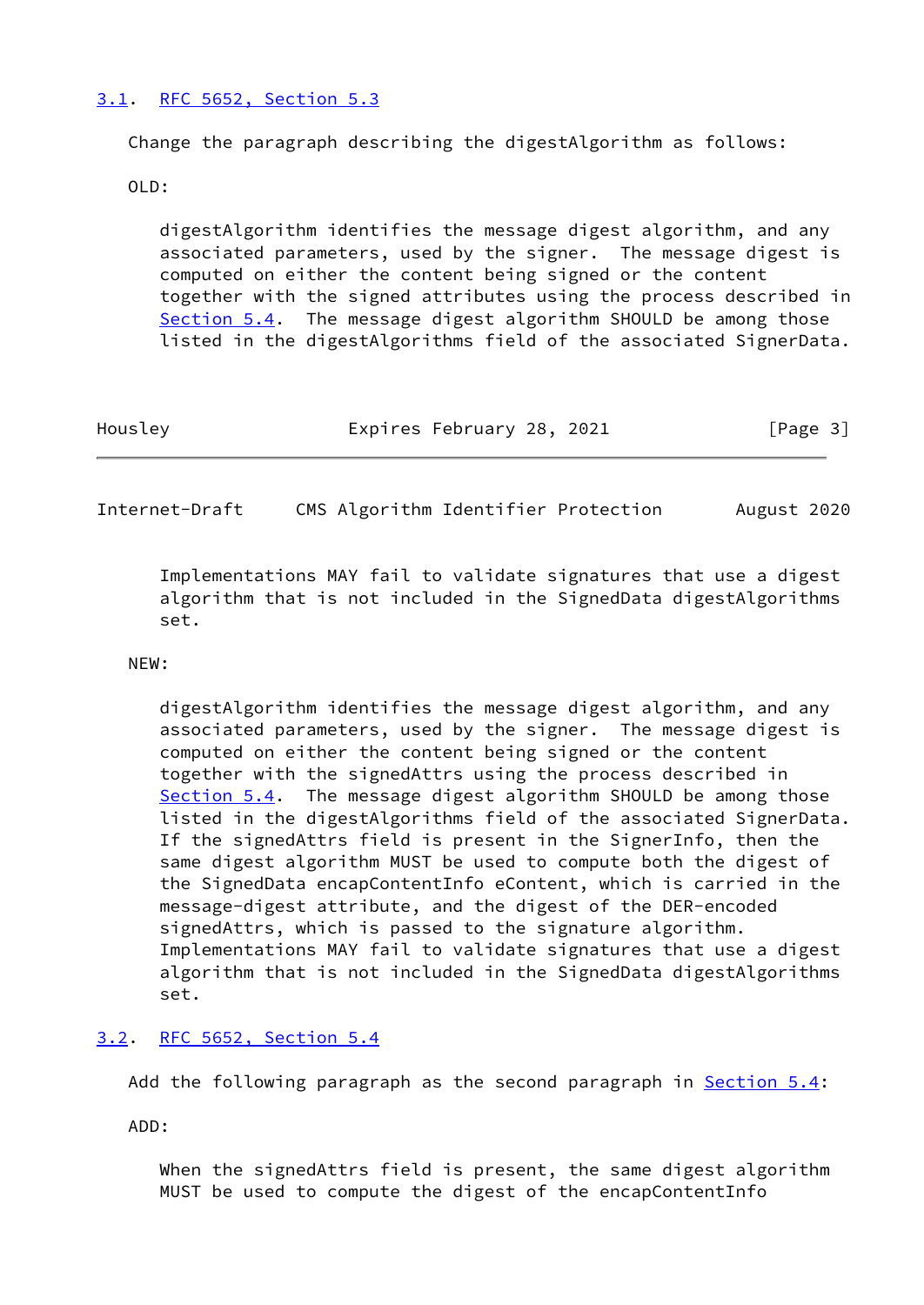### 3.1. RFC 5652, Section 5.3

Change the paragraph describing the digestAlgorithm as follows:

OLD:

> digestAlgorithm identifies the message digest algorithm, and any associated parameters, used by the signer. The message digest is computed on either the content being signed or the content together with the signed attributes using the process described in Section 5.4. The message digest algorithm SHOULD be among those listed in the digestAlgorithms field of the associated SignerData. Implementations MAY fail to validate signatures that use a digest algorithm that is not included in the SignedData digestAlgorithms set.

NEW:

> digestAlgorithm identifies the message digest algorithm, and any associated parameters, used by the signer. The message digest is computed on either the content being signed or the content together with the signedAttrs using the process described in Section 5.4. The message digest algorithm SHOULD be among those listed in the digestAlgorithms field of the associated SignerData. If the signedAttrs field is present in the SignerInfo, then the same digest algorithm MUST be used to compute both the digest of the SignedData encapContentInfo eContent, which is carried in the message-digest attribute, and the digest of the DER-encoded signedAttrs, which is passed to the signature algorithm. Implementations MAY fail to validate signatures that use a digest algorithm that is not included in the SignedData digestAlgorithms set.

### 3.2. RFC 5652, Section 5.4

Add the following paragraph as the second paragraph in Section 5.4:

ADD:

> When the signedAttrs field is present, the same digest algorithm MUST be used to compute the digest of the encapContentInfo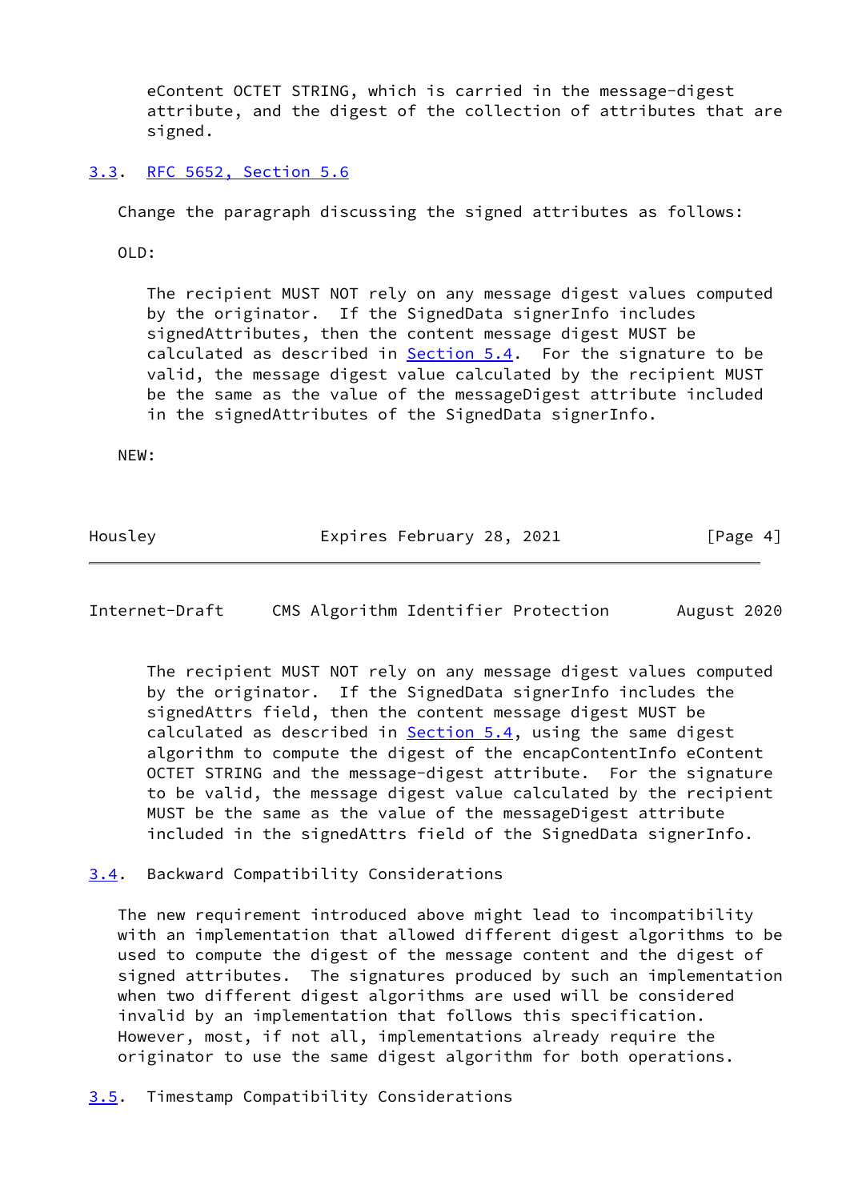eContent OCTET STRING, which is carried in the message-digest attribute, and the digest of the collection of attributes that are signed.

### 3.3. RFC 5652, Section 5.6

Change the paragraph discussing the signed attributes as follows:

OLD:

> The recipient MUST NOT rely on any message digest values computed by the originator. If the SignedData signerInfo includes signedAttributes, then the content message digest MUST be calculated as described in Section 5.4. For the signature to be valid, the message digest value calculated by the recipient MUST be the same as the value of the messageDigest attribute included in the signedAttributes of the SignedData signerInfo.

NEW:

> The recipient MUST NOT rely on any message digest values computed by the originator. If the SignedData signerInfo includes the signedAttrs field, then the content message digest MUST be calculated as described in Section 5.4, using the same digest algorithm to compute the digest of the encapContentInfo eContent OCTET STRING and the message-digest attribute. For the signature to be valid, the message digest value calculated by the recipient MUST be the same as the value of the messageDigest attribute included in the signedAttrs field of the SignedData signerInfo.

### 3.4. Backward Compatibility Considerations

The new requirement introduced above might lead to incompatibility with an implementation that allowed different digest algorithms to be used to compute the digest of the message content and the digest of signed attributes. The signatures produced by such an implementation when two different digest algorithms are used will be considered invalid by an implementation that follows this specification. However, most, if not all, implementations already require the originator to use the same digest algorithm for both operations.

### 3.5. Timestamp Compatibility Considerations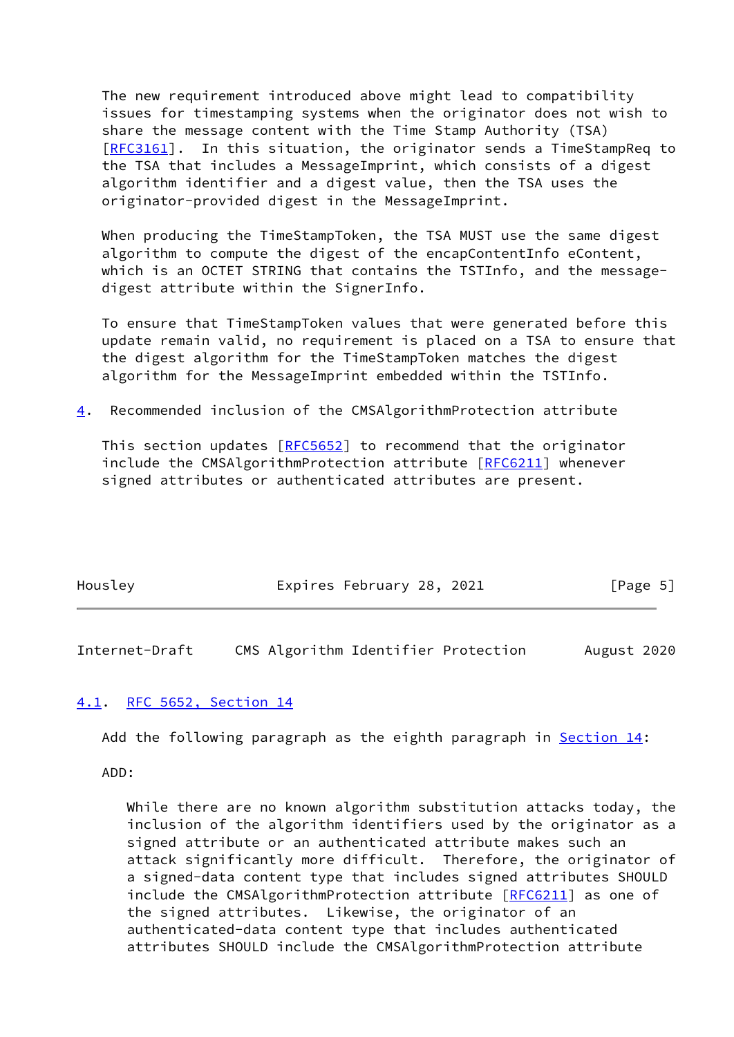The new requirement introduced above might lead to compatibility issues for timestamping systems when the originator does not wish to share the message content with the Time Stamp Authority (TSA) [RFC3161]. In this situation, the originator sends a TimeStampReq to the TSA that includes a MessageImprint, which consists of a digest algorithm identifier and a digest value, then the TSA uses the originator-provided digest in the MessageImprint.

When producing the TimeStampToken, the TSA MUST use the same digest algorithm to compute the digest of the encapContentInfo eContent, which is an OCTET STRING that contains the TSTInfo, and the message-digest attribute within the SignerInfo.

To ensure that TimeStampToken values that were generated before this update remain valid, no requirement is placed on a TSA to ensure that the digest algorithm for the TimeStampToken matches the digest algorithm for the MessageImprint embedded within the TSTInfo.

## 4. Recommended inclusion of the CMSAlgorithmProtection attribute

This section updates [RFC5652] to recommend that the originator include the CMSAlgorithmProtection attribute [RFC6211] whenever signed attributes or authenticated attributes are present.

### 4.1. RFC 5652, Section 14

Add the following paragraph as the eighth paragraph in Section 14:

ADD:

> While there are no known algorithm substitution attacks today, the inclusion of the algorithm identifiers used by the originator as a signed attribute or an authenticated attribute makes such an attack significantly more difficult. Therefore, the originator of a signed-data content type that includes signed attributes SHOULD include the CMSAlgorithmProtection attribute [RFC6211] as one of the signed attributes. Likewise, the originator of an authenticated-data content type that includes authenticated attributes SHOULD include the CMSAlgorithmProtection attribute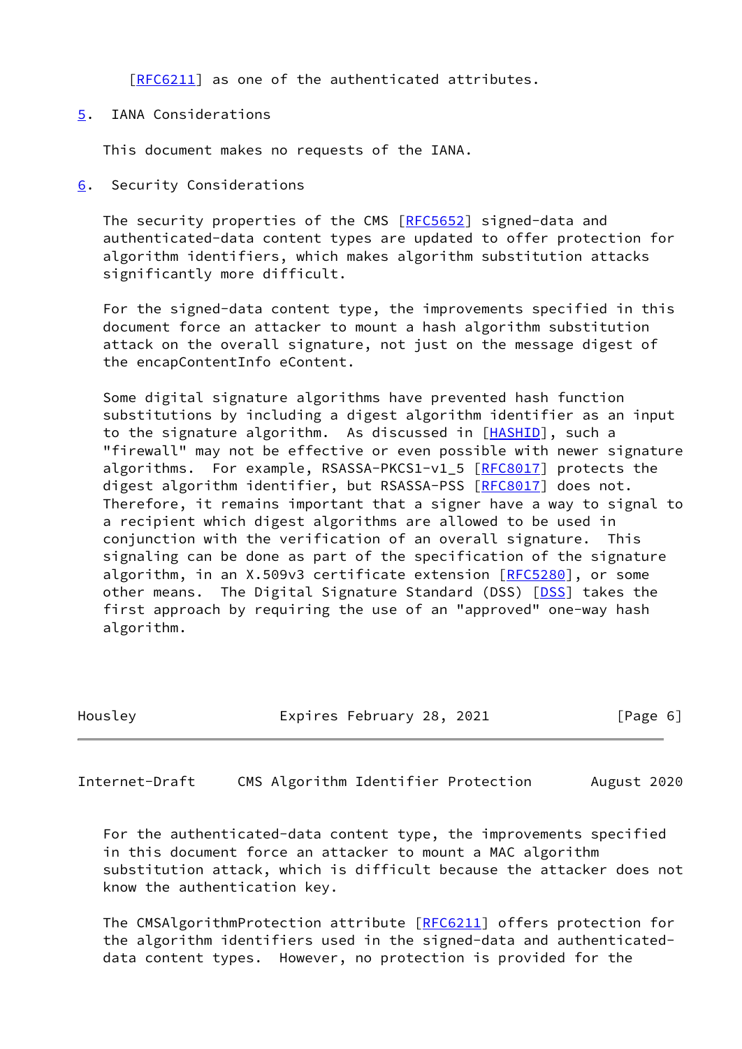[RFC6211] as one of the authenticated attributes.

## 5. IANA Considerations

This document makes no requests of the IANA.

## 6. Security Considerations

The security properties of the CMS [RFC5652] signed-data and authenticated-data content types are updated to offer protection for algorithm identifiers, which makes algorithm substitution attacks significantly more difficult.

For the signed-data content type, the improvements specified in this document force an attacker to mount a hash algorithm substitution attack on the overall signature, not just on the message digest of the encapContentInfo eContent.

Some digital signature algorithms have prevented hash function substitutions by including a digest algorithm identifier as an input to the signature algorithm. As discussed in [HASHID], such a "firewall" may not be effective or even possible with newer signature algorithms. For example, RSASSA-PKCS1-v1_5 [RFC8017] protects the digest algorithm identifier, but RSASSA-PSS [RFC8017] does not. Therefore, it remains important that a signer have a way to signal to a recipient which digest algorithms are allowed to be used in conjunction with the verification of an overall signature. This signaling can be done as part of the specification of the signature algorithm, in an X.509v3 certificate extension [RFC5280], or some other means. The Digital Signature Standard (DSS) [DSS] takes the first approach by requiring the use of an "approved" one-way hash algorithm.

For the authenticated-data content type, the improvements specified in this document force an attacker to mount a MAC algorithm substitution attack, which is difficult because the attacker does not know the authentication key.

The CMSAlgorithmProtection attribute [RFC6211] offers protection for the algorithm identifiers used in the signed-data and authenticated-data content types. However, no protection is provided for the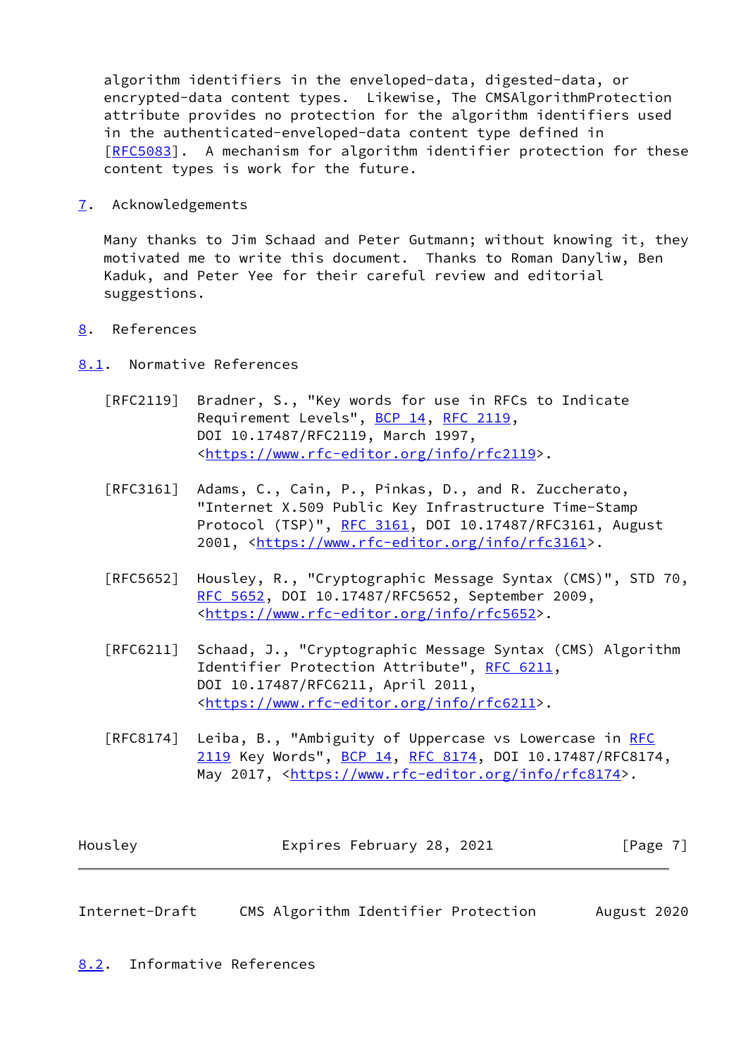algorithm identifiers in the enveloped-data, digested-data, or encrypted-data content types. Likewise, The CMSAlgorithmProtection attribute provides no protection for the algorithm identifiers used in the authenticated-enveloped-data content type defined in [RFC5083]. A mechanism for algorithm identifier protection for these content types is work for the future.

## 7. Acknowledgements

Many thanks to Jim Schaad and Peter Gutmann; without knowing it, they motivated me to write this document. Thanks to Roman Danyliw, Ben Kaduk, and Peter Yee for their careful review and editorial suggestions.

## 8. References

### 8.1. Normative References

[RFC2119] Bradner, S., "Key words for use in RFCs to Indicate Requirement Levels", BCP 14, RFC 2119, DOI 10.17487/RFC2119, March 1997, <https://www.rfc-editor.org/info/rfc2119>.

[RFC3161] Adams, C., Cain, P., Pinkas, D., and R. Zuccherato, "Internet X.509 Public Key Infrastructure Time-Stamp Protocol (TSP)", RFC 3161, DOI 10.17487/RFC3161, August 2001, <https://www.rfc-editor.org/info/rfc3161>.

[RFC5652] Housley, R., "Cryptographic Message Syntax (CMS)", STD 70, RFC 5652, DOI 10.17487/RFC5652, September 2009, <https://www.rfc-editor.org/info/rfc5652>.

[RFC6211] Schaad, J., "Cryptographic Message Syntax (CMS) Algorithm Identifier Protection Attribute", RFC 6211, DOI 10.17487/RFC6211, April 2011, <https://www.rfc-editor.org/info/rfc6211>.

[RFC8174] Leiba, B., "Ambiguity of Uppercase vs Lowercase in RFC 2119 Key Words", BCP 14, RFC 8174, DOI 10.17487/RFC8174, May 2017, <https://www.rfc-editor.org/info/rfc8174>.

### 8.2. Informative References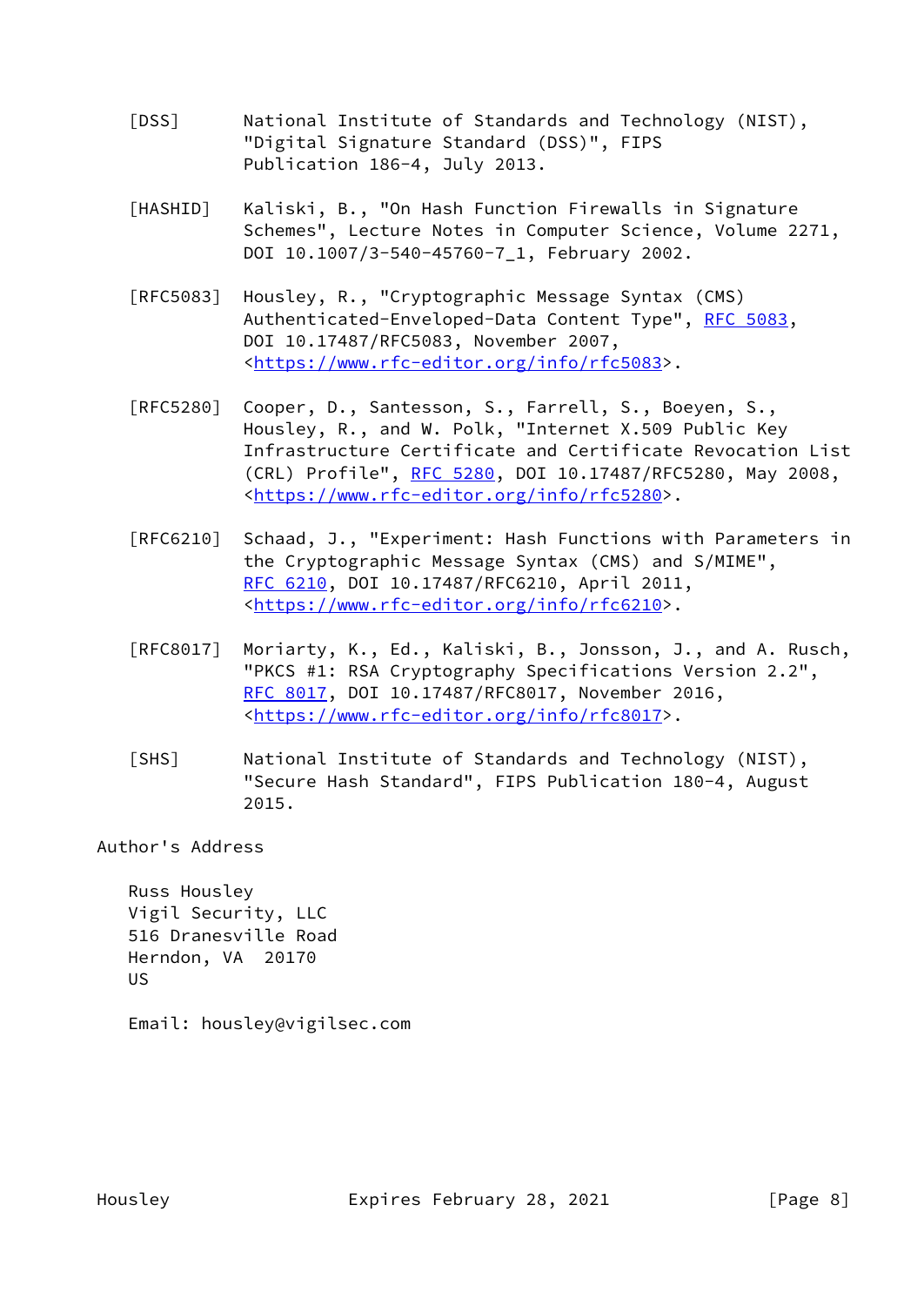[DSS] National Institute of Standards and Technology (NIST), "Digital Signature Standard (DSS)", FIPS Publication 186-4, July 2013.

[HASHID] Kaliski, B., "On Hash Function Firewalls in Signature Schemes", Lecture Notes in Computer Science, Volume 2271, DOI 10.1007/3-540-45760-7_1, February 2002.

[RFC5083] Housley, R., "Cryptographic Message Syntax (CMS) Authenticated-Enveloped-Data Content Type", RFC 5083, DOI 10.17487/RFC5083, November 2007, <https://www.rfc-editor.org/info/rfc5083>.

[RFC5280] Cooper, D., Santesson, S., Farrell, S., Boeyen, S., Housley, R., and W. Polk, "Internet X.509 Public Key Infrastructure Certificate and Certificate Revocation List (CRL) Profile", RFC 5280, DOI 10.17487/RFC5280, May 2008, <https://www.rfc-editor.org/info/rfc5280>.

[RFC6210] Schaad, J., "Experiment: Hash Functions with Parameters in the Cryptographic Message Syntax (CMS) and S/MIME", RFC 6210, DOI 10.17487/RFC6210, April 2011, <https://www.rfc-editor.org/info/rfc6210>.

[RFC8017] Moriarty, K., Ed., Kaliski, B., Jonsson, J., and A. Rusch, "PKCS #1: RSA Cryptography Specifications Version 2.2", RFC 8017, DOI 10.17487/RFC8017, November 2016, <https://www.rfc-editor.org/info/rfc8017>.

[SHS] National Institute of Standards and Technology (NIST), "Secure Hash Standard", FIPS Publication 180-4, August 2015.

## Author's Address

Russ Housley
Vigil Security, LLC
516 Dranesville Road
Herndon, VA 20170
US

Email: housley@vigilsec.com